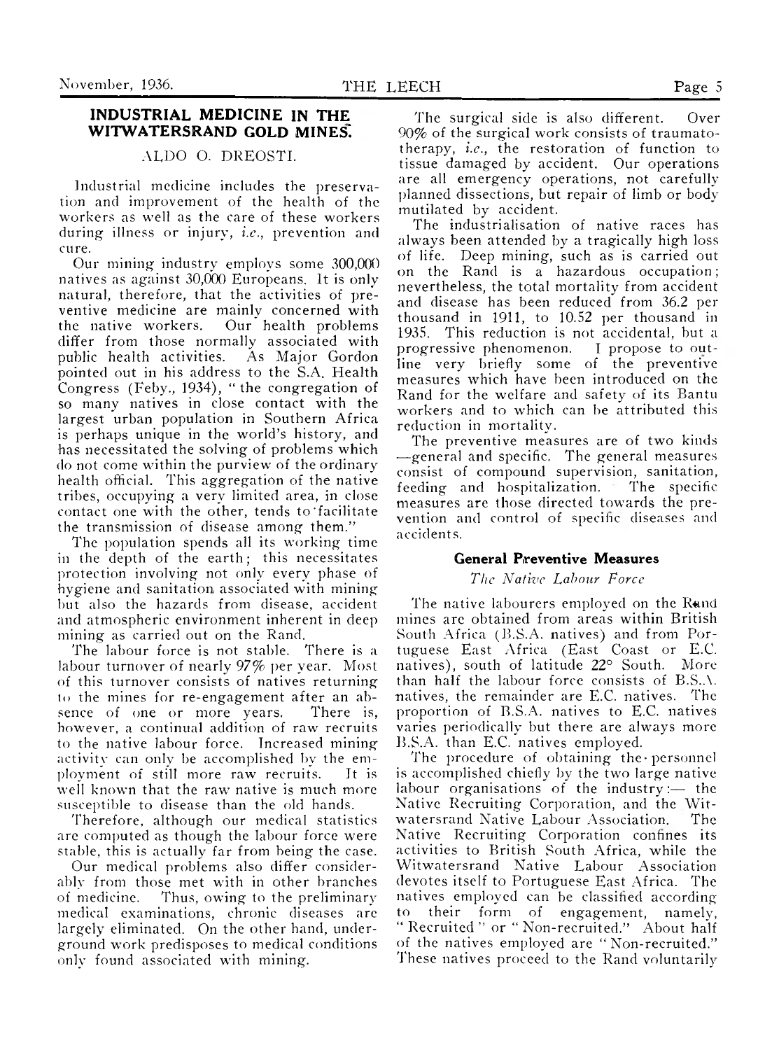## INDUSTRIAL MEDICINE IN THE WITWATERSRAND GOLD MINES.

ALDO O. DREOSTI.

Industrial medicine includes the preservation and improvement of the health of the workers as well as the care of these workers during illness or injury, *i.e.*, prevention and cure.

Our mining industry employs some 300,000 natives as against 30,000 Europeans. It is only natural, therefore, that the activities of preventive medicine are mainly concerned with the native workers. Our health problems differ from those normally associated with public health activities. As Major Gordon pointed out in his address to the S.A. Health Congress (Feby., 1934), "the congregation of so many natives in close contact with the largest urban population in Southern Africa is perhaps unique in the world's history, and has necessitated the solving of problems which do not come within the purview of the ordinary health official. This aggregation of the native tribes, occupying a very limited area, in close contact one with the other, tends to facilitate the transmission of disease among them."

The population spends all its working time in the depth of the earth; this necessitates protection involving not only every phase of hygiene and sanitation associated with mining but also the hazards from disease, accident and atmospheric environment inherent in deep mining as carried out on the Rand.

The labour force is not stable. There is a labour turnover of nearly 97% per year. Most of this turnover consists of natives returning to the mines for re-engagement after an absence of one or more years. There is, however, a continual addition of raw recruits to the native labour force. Increased mining activity can only be accomplished by the employment of still more raw recruits. It is well known that the raw native is much more susceptible to disease than the old hands.

Therefore, although our medical statistics are computed as though the labour force were stable, this is actually far from being the case.

Our medical problems also differ considerably from those met with in other branches of medicine. Thus, owing to the preliminary medical examinations, chronic diseases are largely eliminated. On the other hand, underground work predisposes to medical conditions only found associated with mining.

The surgical side is also different. Over 90% of the surgical work consists of traumatotherapy, *i.e.*, the restoration of function to tissue damaged by accident. Our operations are all emergency operations, not carefully planned dissections, but repair of limb or body mutilated by accident.

The industrialisation of native races has always been attended by a tragically high loss of life. Deep mining, such as is carried out on the Rand is a hazardous occupation; nevertheless, the total mortality from accident and disease has been reduced from 36.2 per thousand in 1911, to 10.52 per thousand in 1935. This reduction is not accidental, but a progressive phenomenon. I propose to outline very briefly some of the preventive measures which have been introduced on the Rand for the welfare and safety of its Bantu workers and to which can be attributed this reduction in mortality.

The preventive measures are of two kinds—general and specific. The general measures consist of compound supervision, sanitation, feeding and hospitalization. The specific measures are those directed towards the prevention and control of specific diseases and accidents.

### General Preventive Measures

*The Native Labour Force*

The native labourers employed on the Rand mines are obtained from areas within British South Africa (B.S.A. natives) and from Portuguese East Africa (East Coast or E.C. natives), south of latitude 22° South. More than half the labour force consists of B.S.A. natives, the remainder are E.C. natives. The proportion of B.S.A. natives to E.C. natives varies periodically but there are always more B.S.A. than E.C. natives employed.

The procedure of obtaining the personnel is accomplished chiefly by the two large native labour organisations of the industry:— the Native Recruiting Corporation, and the Witwatersrand Native Labour Association. The Native Recruiting Corporation confines its activities to British South Africa, while the Witwatersrand Native Labour Association devotes itself to Portuguese East Africa. The natives employed can be classified according to their form of engagement, namely, "Recruited" or "Non-recruited." About half of the natives employed are "Non-recruited." These natives proceed to the Rand voluntarily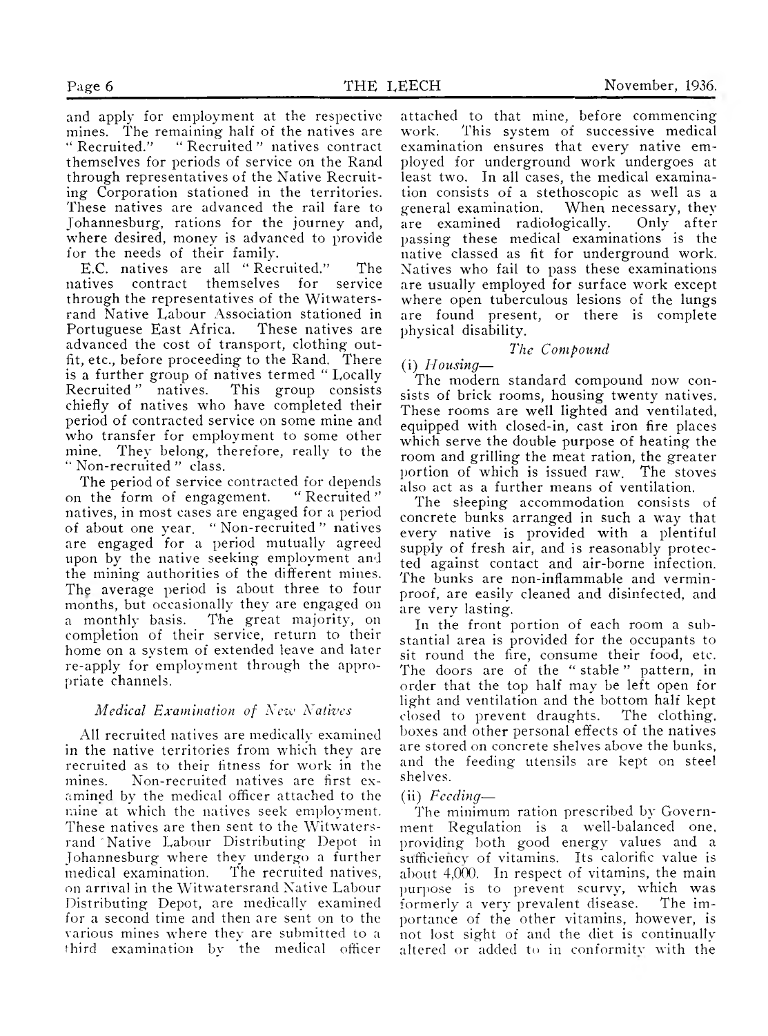and apply for employment at the respective mines. The remaining half of the natives are "Recruited." "Recruited" natives contract themselves for periods of service on the Rand through representatives of the Native Recruiting Corporation stationed in the territories. These natives are advanced the rail fare to Johannesburg, rations for the journey and, where desired, money is advanced to provide for the needs of their family.

E.C. natives are all "Recruited." The natives contract themselves for service through the representatives of the Witwatersrand Native Labour Association stationed in Portuguese East Africa. These natives are advanced the cost of transport, clothing outfit, etc., before proceeding to the Rand. There is a further group of natives termed "Locally Recruited" natives. This group consists chiefly of natives who have completed their period of contracted service on some mine and who transfer for employment to some other mine. They belong, therefore, really to the "Non-recruited" class.

The period of service contracted for depends on the form of engagement. "Recruited" natives, in most cases are engaged for a period of about one year. "Non-recruited" natives are engaged for a period mutually agreed upon by the native seeking employment and the mining authorities of the different mines. The average period is about three to four months, but occasionally they are engaged on a monthly basis. The great majority, on completion of their service, return to their home on a system of extended leave and later re-apply for employment through the appropriate channels.

### *Medical Examination of New Natives*

All recruited natives are medically examined in the native territories from which they are recruited as to their fitness for work in the mines. Non-recruited natives are first examined by the medical officer attached to the mine at which the natives seek employment. These natives are then sent to the Witwatersrand Native Labour Distributing Depot in Johannesburg where they undergo a further medical examination. The recruited natives, on arrival in the Witwatersrand Native Labour Distributing Depot, are medically examined for a second time and then are sent on to the various mines where they are submitted to a third examination by the medical officer attached to that mine, before commencing work. This system of successive medical examination ensures that every native employed for underground work undergoes at least two. In all cases, the medical examination consists of a stethoscopic as well as a general examination. When necessary, they are examined radiologically. Only after passing these medical examinations is the native classed as fit for underground work. Natives who fail to pass these examinations are usually employed for surface work except where open tuberculous lesions of the lungs are found present, or there is complete physical disability.

### *The Compound*

(i) *Housing*—

The modern standard compound now consists of brick rooms, housing twenty natives. These rooms are well lighted and ventilated, equipped with closed-in, cast iron fire places which serve the double purpose of heating the room and grilling the meat ration, the greater portion of which is issued raw. The stoves also act as a further means of ventilation.

The sleeping accommodation consists of concrete bunks arranged in such a way that every native is provided with a plentiful supply of fresh air, and is reasonably protected against contact and air-borne infection. The bunks are non-inflammable and vermin-proof, are easily cleaned and disinfected, and are very lasting.

In the front portion of each room a substantial area is provided for the occupants to sit round the fire, consume their food, etc. The doors are of the "stable" pattern, in order that the top half may be left open for light and ventilation and the bottom half kept closed to prevent draughts. The clothing, boxes and other personal effects of the natives are stored on concrete shelves above the bunks, and the feeding utensils are kept on steel shelves.

(ii) *Feeding*—

The minimum ration prescribed by Government Regulation is a well-balanced one, providing both good energy values and a sufficiency of vitamins. Its calorific value is about 4,000. In respect of vitamins, the main purpose is to prevent scurvy, which was formerly a very prevalent disease. The importance of the other vitamins, however, is not lost sight of and the diet is continually altered or added to in conformity with the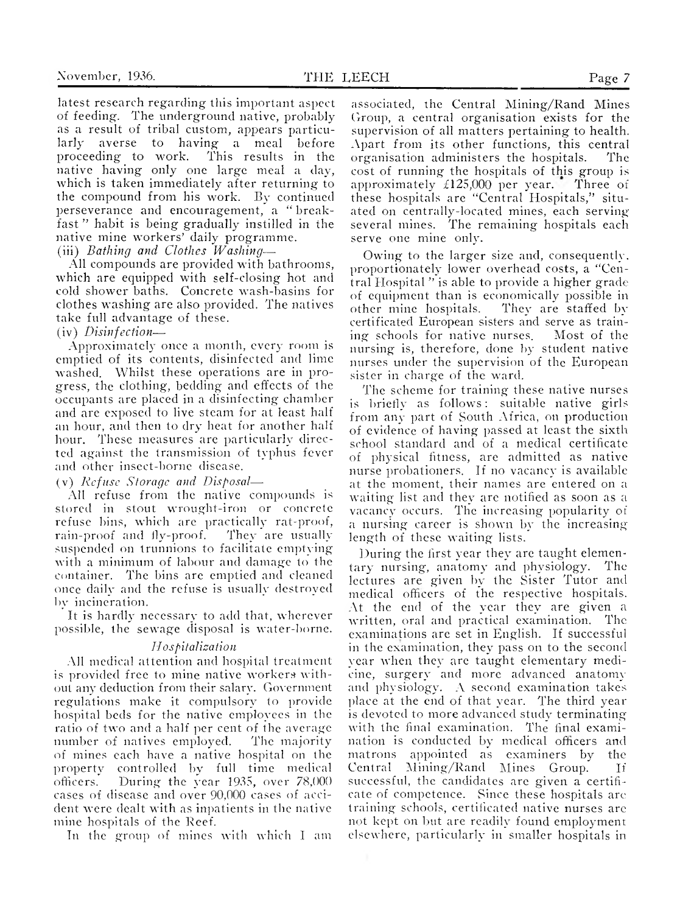latest research regarding this important aspect of feeding. The underground native, probably as a result of tribal custom, appears particularly averse to having a meal before proceeding to work. This results in the native having only one large meal a day, which is taken immediately after returning to the compound from his work. By continued perseverance and encouragement, a "breakfast" habit is being gradually instilled in the native mine workers' daily programme.

(iii) *Bathing and Clothes Washing*—

All compounds are provided with bathrooms, which are equipped with self-closing hot and cold shower baths. Concrete wash-basins for clothes washing are also provided. The natives take full advantage of these.

(iv) *Disinfection*—

Approximately once a month, every room is emptied of its contents, disinfected and lime washed. Whilst these operations are in progress, the clothing, bedding and effects of the occupants are placed in a disinfecting chamber and are exposed to live steam for at least half an hour, and then to dry heat for another half hour. These measures are particularly directed against the transmission of typhus fever and other insect-borne disease.

(v) *Refuse Storage and Disposal*—

All refuse from the native compounds is stored in stout wrought-iron or concrete refuse bins, which are practically rat-proof, rain-proof and fly-proof. They are usually suspended on trunnions to facilitate emptying with a minimum of labour and damage to the container. The bins are emptied and cleaned once daily and the refuse is usually destroyed by incineration.

It is hardly necessary to add that, wherever possible, the sewage disposal is water-borne.

### *Hospitalization*

All medical attention and hospital treatment is provided free to mine native workers without any deduction from their salary. Government regulations make it compulsory to provide hospital beds for the native employees in the ratio of two and a half per cent of the average number of natives employed. The majority of mines each have a native hospital on the property controlled by full time medical officers. During the year 1935, over 78,000 cases of disease and over 90,000 cases of accident were dealt with as inpatients in the native mine hospitals of the Reef.

In the group of mines with which I am associated, the Central Mining/Rand Mines Group, a central organisation exists for the supervision of all matters pertaining to health. Apart from its other functions, this central organisation administers the hospitals. The cost of running the hospitals of this group is approximately £125,000 per year. Three of these hospitals are "Central Hospitals," situated on centrally-located mines, each serving several mines. The remaining hospitals each serve one mine only.

Owing to the larger size and, consequently, proportionately lower overhead costs, a "Central Hospital" is able to provide a higher grade of equipment than is economically possible in other mine hospitals. They are staffed by certificated European sisters and serve as training schools for native nurses. Most of the nursing is, therefore, done by student native nurses under the supervision of the European sister in charge of the ward.

The scheme for training these native nurses is briefly as follows: suitable native girls from any part of South Africa, on production of evidence of having passed at least the sixth school standard and of a medical certificate of physical fitness, are admitted as native nurse probationers. If no vacancy is available at the moment, their names are entered on a waiting list and they are notified as soon as a vacancy occurs. The increasing popularity of a nursing career is shown by the increasing length of these waiting lists.

During the first year they are taught elementary nursing, anatomy and physiology. The lectures are given by the Sister Tutor and medical officers of the respective hospitals. At the end of the year they are given a written, oral and practical examination. The examinations are set in English. If successful in the examination, they pass on to the second year when they are taught elementary medicine, surgery and more advanced anatomy and physiology. A second examination takes place at the end of that year. The third year is devoted to more advanced study terminating with the final examination. The final examination is conducted by medical officers and matrons appointed as examiners by the Central Mining/Rand Mines Group. If successful, the candidates are given a certificate of competence. Since these hospitals are training schools, certificated native nurses are not kept on but are readily found employment elsewhere, particularly in smaller hospitals in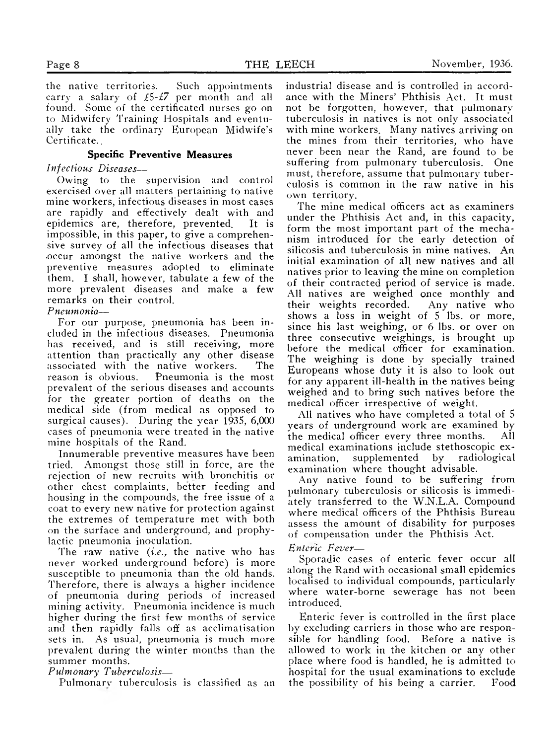the native territories. Such appointments carry a salary of £5-£7 per month and all found. Some of the certificated nurses go on to Midwifery Training Hospitals and eventually take the ordinary European Midwife's Certificate.

### Specific Preventive Measures

*Infectious Diseases—*

Owing to the supervision and control exercised over all matters pertaining to native mine workers, infectious diseases in most cases are rapidly and effectively dealt with and epidemics are, therefore, prevented. It is impossible, in this paper, to give a comprehensive survey of all the infectious diseases that occur amongst the native workers and the preventive measures adopted to eliminate them. I shall, however, tabulate a few of the more prevalent diseases and make a few remarks on their control.

*Pneumonia—*

For our purpose, pneumonia has been included in the infectious diseases. Pneumonia has received, and is still receiving, more attention than practically any other disease associated with the native workers. The reason is obvious. Pneumonia is the most prevalent of the serious diseases and accounts for the greater portion of deaths on the medical side (from medical as opposed to surgical causes). During the year 1935, 6,000 cases of pneumonia were treated in the native mine hospitals of the Rand.

Innumerable preventive measures have been tried. Amongst those still in force, are the rejection of new recruits with bronchitis or other chest complaints, better feeding and housing in the compounds, the free issue of a coat to every new native for protection against the extremes of temperature met with both on the surface and underground, and prophylactic pneumonia inoculation.

The raw native (*i.e.*, the native who has never worked underground before) is more susceptible to pneumonia than the old hands. Therefore, there is always a higher incidence of pneumonia during periods of increased mining activity. Pneumonia incidence is much higher during the first few months of service and then rapidly falls off as acclimatisation sets in. As usual, pneumonia is much more prevalent during the winter months than the summer months.

*Pulmonary Tuberculosis—*

Pulmonary tuberculosis is classified as an industrial disease and is controlled in accordance with the Miners' Phthisis Act. It must not be forgotten, however, that pulmonary tuberculosis in natives is not only associated with mine workers. Many natives arriving on the mines from their territories, who have never been near the Rand, are found to be suffering from pulmonary tuberculosis. One must, therefore, assume that pulmonary tuberculosis is common in the raw native in his own territory.

The mine medical officers act as examiners under the Phthisis Act and, in this capacity, form the most important part of the mechanism introduced for the early detection of silicosis and tuberculosis in mine natives. An initial examination of all new natives and all natives prior to leaving the mine on completion of their contracted period of service is made. All natives are weighed once monthly and their weights recorded. Any native who shows a loss in weight of 5 lbs. or more, since his last weighing, or 6 lbs. or over on three consecutive weighings, is brought up before the medical officer for examination. The weighing is done by specially trained Europeans whose duty it is also to look out for any apparent ill-health in the natives being weighed and to bring such natives before the medical officer irrespective of weight.

All natives who have completed a total of 5 years of underground work are examined by the medical officer every three months. All medical examinations include stethoscopic examination, supplemented by radiological examination where thought advisable.

Any native found to be suffering from pulmonary tuberculosis or silicosis is immediately transferred to the W.N.L.A. Compound where medical officers of the Phthisis Bureau assess the amount of disability for purposes of compensation under the Phthisis Act.

*Enteric Fever—*

Sporadic cases of enteric fever occur all along the Rand with occasional small epidemics localised to individual compounds, particularly where water-borne sewerage has not been introduced.

Enteric fever is controlled in the first place by excluding carriers in those who are responsible for handling food. Before a native is allowed to work in the kitchen or any other place where food is handled, he is admitted to hospital for the usual examinations to exclude the possibility of his being a carrier. Food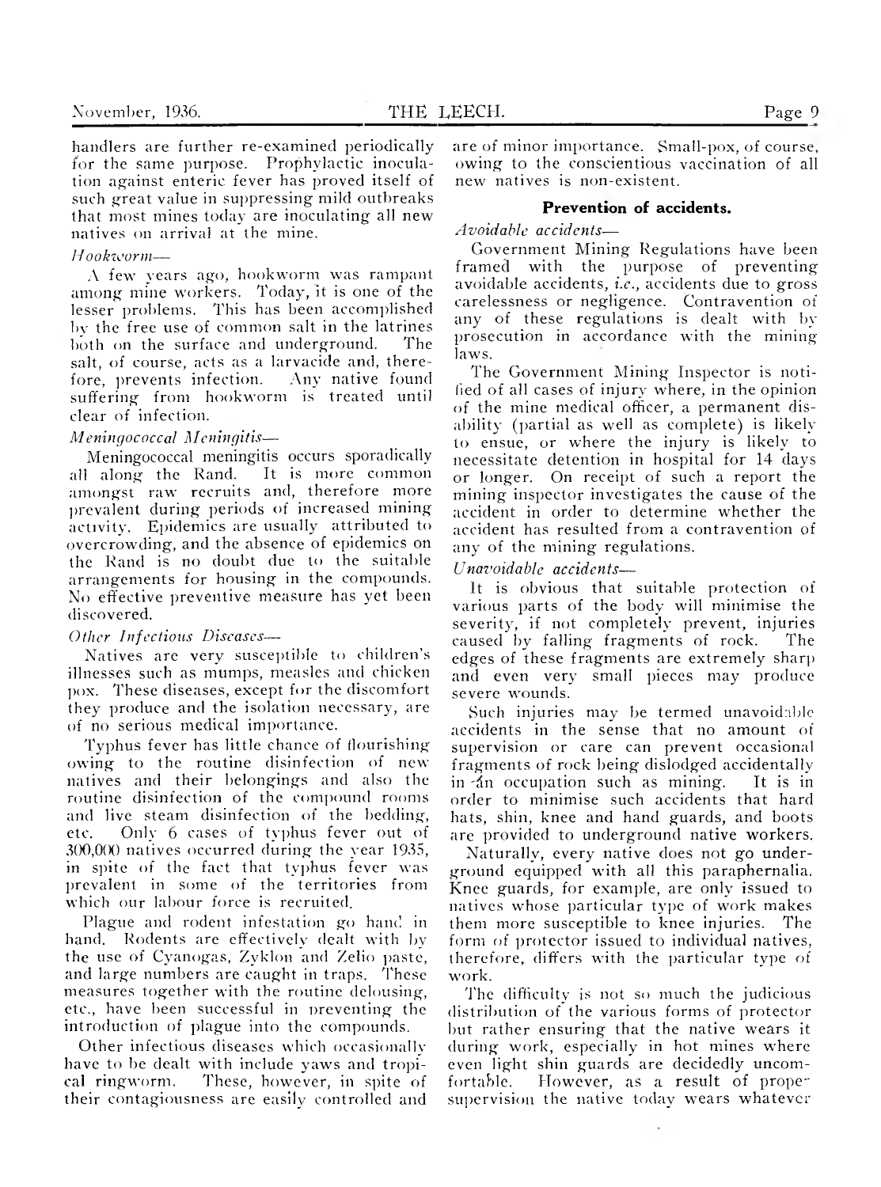handlers are further re-examined periodically for the same purpose. Prophylactic inoculation against enteric fever has proved itself of such great value in suppressing mild outbreaks that most mines today are inoculating all new natives on arrival at the mine.

*Hookworm—*

A few years ago, hookworm was rampant among mine workers. Today, it is one of the lesser problems. This has been accomplished by the free use of common salt in the latrines both on the surface and underground. The salt, of course, acts as a larvacide and, therefore, prevents infection. Any native found suffering from hookworm is treated until clear of infection.

*Meningococcal Meningitis—*

Meningococcal meningitis occurs sporadically all along the Rand. It is more common amongst raw recruits and, therefore more prevalent during periods of increased mining activity. Epidemics are usually attributed to overcrowding, and the absence of epidemics on the Rand is no doubt due to the suitable arrangements for housing in the compounds. No effective preventive measure has yet been discovered.

*Other Infectious Diseases—*

Natives are very susceptible to children's illnesses such as mumps, measles and chicken pox. These diseases, except for the discomfort they produce and the isolation necessary, are of no serious medical importance.

Typhus fever has little chance of flourishing owing to the routine disinfection of new natives and their belongings and also the routine disinfection of the compound rooms and live steam disinfection of the bedding, etc. Only 6 cases of typhus fever out of 300,000 natives occurred during the year 1935, in spite of the fact that typhus fever was prevalent in some of the territories from which our labour force is recruited.

Plague and rodent infestation go hand in hand. Rodents are effectively dealt with by the use of Cyanogas, Zyklon and Zelio paste, and large numbers are caught in traps. These measures together with the routine delousing, etc., have been successful in preventing the introduction of plague into the compounds.

Other infectious diseases which occasionally have to be dealt with include yaws and tropical ringworm. These, however, in spite of their contagiousness are easily controlled and are of minor importance. Small-pox, of course, owing to the conscientious vaccination of all new natives is non-existent.

## Prevention of accidents.

*Avoidable accidents—*

Government Mining Regulations have been framed with the purpose of preventing avoidable accidents, *i.e.*, accidents due to gross carelessness or negligence. Contravention of any of these regulations is dealt with by prosecution in accordance with the mining laws.

The Government Mining Inspector is notified of all cases of injury where, in the opinion of the mine medical officer, a permanent disability (partial as well as complete) is likely to ensue, or where the injury is likely to necessitate detention in hospital for 14 days or longer. On receipt of such a report the mining inspector investigates the cause of the accident in order to determine whether the accident has resulted from a contravention of any of the mining regulations.

*Unavoidable accidents—*

It is obvious that suitable protection of various parts of the body will minimise the severity, if not completely prevent, injuries caused by falling fragments of rock. The edges of these fragments are extremely sharp and even very small pieces may produce severe wounds.

Such injuries may be termed unavoidable accidents in the sense that no amount of supervision or care can prevent occasional fragments of rock being dislodged accidentally in an occupation such as mining. It is in order to minimise such accidents that hard hats, shin, knee and hand guards, and boots are provided to underground native workers.

Naturally, every native does not go underground equipped with all this paraphernalia. Knee guards, for example, are only issued to natives whose particular type of work makes them more susceptible to knee injuries. The form of protector issued to individual natives, therefore, differs with the particular type of work.

The difficulty is not so much the judicious distribution of the various forms of protector but rather ensuring that the native wears it during work, especially in hot mines where even light shin guards are decidedly uncomfortable. However, as a result of proper supervision the native today wears whatever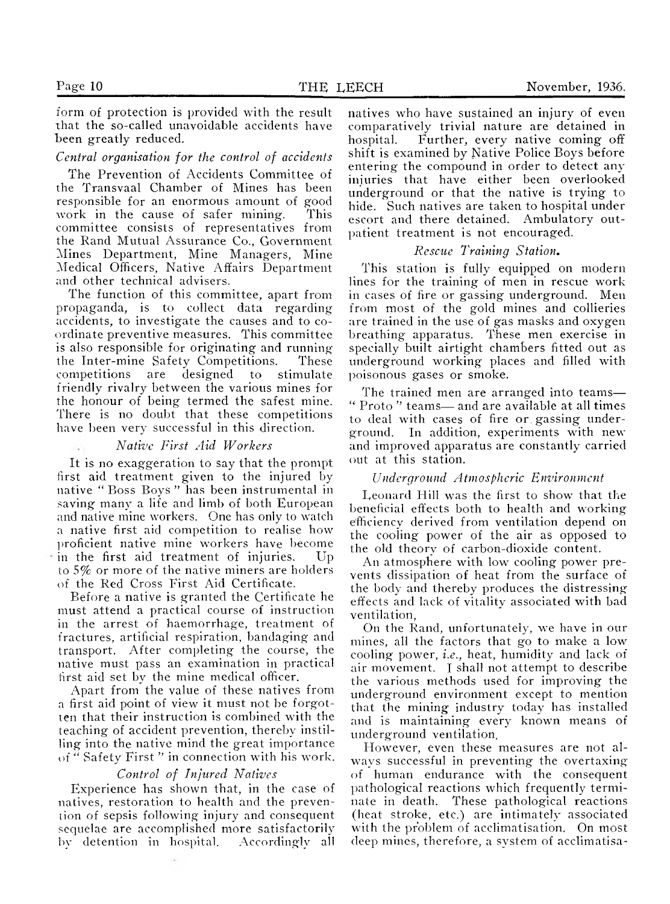form of protection is provided with the result that the so-called unavoidable accidents have been greatly reduced.

*Central organisation for the control of accidents*

The Prevention of Accidents Committee of the Transvaal Chamber of Mines has been responsible for an enormous amount of good work in the cause of safer mining. This committee consists of representatives from the Rand Mutual Assurance Co., Government Mines Department, Mine Managers, Mine Medical Officers, Native Affairs Department and other technical advisers.

The function of this committee, apart from propaganda, is to collect data regarding accidents, to investigate the causes and to co-ordinate preventive measures. This committee is also responsible for originating and running the Inter-mine Safety Competitions. These competitions are designed to stimulate friendly rivalry between the various mines for the honour of being termed the safest mine. There is no doubt that these competitions have been very successful in this direction.

*Native First Aid Workers*

It is no exaggeration to say that the prompt first aid treatment given to the injured by native "Boss Boys" has been instrumental in saving many a life and limb of both European and native mine workers. One has only to watch a native first aid competition to realise how proficient native mine workers have become in the first aid treatment of injuries. Up to 5% or more of the native miners are holders of the Red Cross First Aid Certificate.

Before a native is granted the Certificate he must attend a practical course of instruction in the arrest of haemorrhage, treatment of fractures, artificial respiration, bandaging and transport. After completing the course, the native must pass an examination in practical first aid set by the mine medical officer.

Apart from the value of these natives from a first aid point of view it must not be forgotten that their instruction is combined with the teaching of accident prevention, thereby instilling into the native mind the great importance of "Safety First" in connection with his work.

*Control of Injured Natives*

Experience has shown that, in the case of natives, restoration to health and the prevention of sepsis following injury and consequent sequelae are accomplished more satisfactorily by detention in hospital. Accordingly all natives who have sustained an injury of even comparatively trivial nature are detained in hospital. Further, every native coming off shift is examined by Native Police Boys before entering the compound in order to detect any injuries that have either been overlooked underground or that the native is trying to hide. Such natives are taken to hospital under escort and there detained. Ambulatory out-patient treatment is not encouraged.

*Rescue Training Station.*

This station is fully equipped on modern lines for the training of men in rescue work in cases of fire or gassing underground. Men from most of the gold mines and collieries are trained in the use of gas masks and oxygen breathing apparatus. These men exercise in specially built airtight chambers fitted out as underground working places and filled with poisonous gases or smoke.

The trained men are arranged into teams—"Proto" teams—and are available at all times to deal with cases of fire or gassing underground. In addition, experiments with new and improved apparatus are constantly carried out at this station.

*Underground Atmospheric Environment*

Leonard Hill was the first to show that the beneficial effects both to health and working efficiency derived from ventilation depend on the cooling power of the air as opposed to the old theory of carbon-dioxide content.

An atmosphere with low cooling power prevents dissipation of heat from the surface of the body and thereby produces the distressing effects and lack of vitality associated with bad ventilation,

On the Rand, unfortunately, we have in our mines, all the factors that go to make a low cooling power, *i.e.*, heat, humidity and lack of air movement. I shall not attempt to describe the various methods used for improving the underground environment except to mention that the mining industry today has installed and is maintaining every known means of underground ventilation.

However, even these measures are not always successful in preventing the overtaxing of human endurance with the consequent pathological reactions which frequently terminate in death. These pathological reactions (heat stroke, etc.) are intimately associated with the problem of acclimatisation. On most deep mines, therefore, a system of acclimatisa-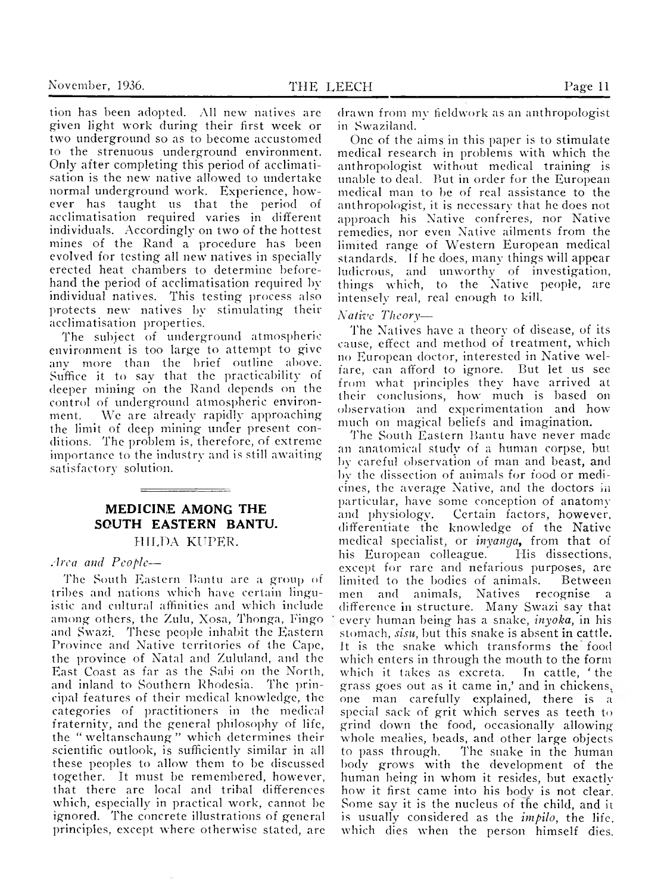tion has been adopted. All new natives are given light work during their first week or two underground so as to become accustomed to the strenuous underground environment. Only after completing this period of acclimatisation is the new native allowed to undertake normal underground work. Experience, however has taught us that the period of acclimatisation required varies in different individuals. Accordingly on two of the hottest mines of the Rand a procedure has been evolved for testing all new natives in specially erected heat chambers to determine beforehand the period of acclimatisation required by individual natives. This testing process also protects new natives by stimulating their acclimatisation properties.

The subject of underground atmospheric environment is too large to attempt to give any more than the brief outline above. Suffice it to say that the practicability of deeper mining on the Rand depends on the control of underground atmospheric environment. We are already rapidly approaching the limit of deep mining under present conditions. The problem is, therefore, of extreme importance to the industry and is still awaiting satisfactory solution.

## MEDICINE AMONG THE SOUTH EASTERN BANTU.

HILDA KUPER.

*Area and People—*

The South Eastern Bantu are a group of tribes and nations which have certain linguistic and cultural affinities and which include among others, the Zulu, Xosa, Thonga, Fingo and Swazi. These people inhabit the Eastern Province and Native territories of the Cape, the province of Natal and Zululand, and the East Coast as far as the Sabi on the North, and inland to Southern Rhodesia. The principal features of their medical knowledge, the categories of practitioners in the medical fraternity, and the general philosophy of life, the "weltanschaung" which determines their scientific outlook, is sufficiently similar in all these peoples to allow them to be discussed together. It must be remembered, however, that there are local and tribal differences which, especially in practical work, cannot be ignored. The concrete illustrations of general principles, except where otherwise stated, are drawn from my fieldwork as an anthropologist in Swaziland.

One of the aims in this paper is to stimulate medical research in problems with which the anthropologist without medical training is unable to deal. But in order for the European medical man to be of real assistance to the anthropologist, it is necessary that he does not approach his Native confreres, nor Native remedies, nor even Native ailments from the limited range of Western European medical standards. If he does, many things will appear ludicrous, and unworthy of investigation, things which, to the Native people, are intensely real, real enough to kill.

*Native Theory—*

The Natives have a theory of disease, of its cause, effect and method of treatment, which no European doctor, interested in Native welfare, can afford to ignore. But let us see from what principles they have arrived at their conclusions, how much is based on observation and experimentation and how much on magical beliefs and imagination.

The South Eastern Bantu have never made an anatomical study of a human corpse, but by careful observation of man and beast, and by the dissection of animals for food or medicines, the average Native, and the doctors in particular, have some conception of anatomy and physiology. Certain factors, however, differentiate the knowledge of the Native medical specialist, or ***inyanga***, from that of his European colleague. His dissections, except for rare and nefarious purposes, are limited to the bodies of animals. Between men and animals, Natives recognise a difference in structure. Many Swazi say that every human being has a snake, ***inyoka***, in his stomach, ***sisu***, but this snake is absent in cattle. It is the snake which transforms the food which enters in through the mouth to the form which it takes as excreta. In cattle, 'the grass goes out as it came in,' and in chickens, one man carefully explained, there is a special sack of grit which serves as teeth to grind down the food, occasionally allowing whole mealies, beads, and other large objects to pass through. The snake in the human body grows with the development of the human being in whom it resides, but exactly how it first came into his body is not clear. Some say it is the nucleus of the child, and it is usually considered as the ***impilo***, the life, which dies when the person himself dies.